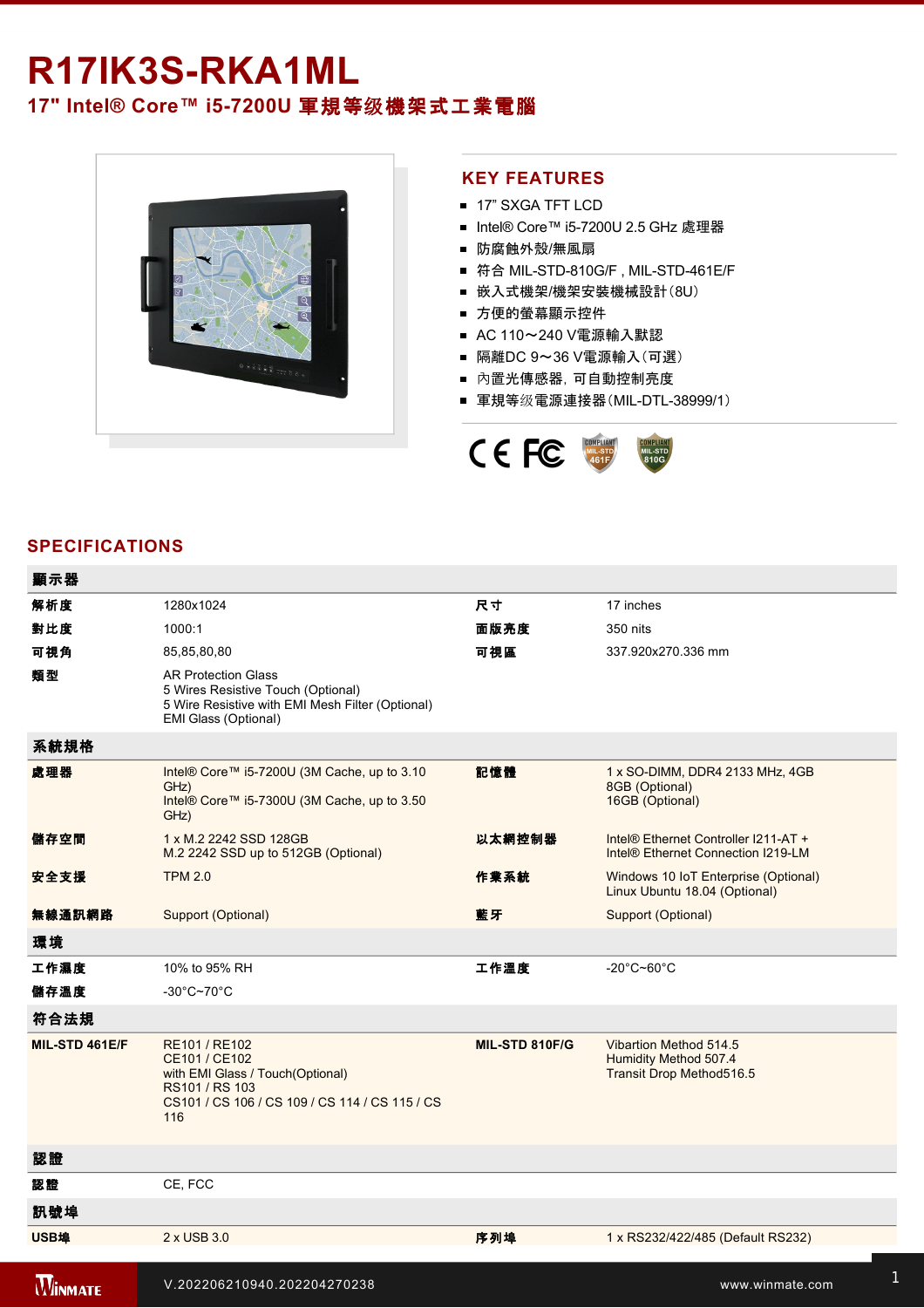# R17IK3S-RKA1ML

## 17" Intel® Core™ i5-7200U 軍規等级機架式工業電腦

## KEY FEATURES

- 17" SXGA TFT LCD
- Intel® Core™ i5-7200U 2.5 GHz 處理器
- 防腐蝕外殼/無風扇
- 符合 MIL-STD-810G/F , MIL-STD-461E/F
- 嵌入式機架/機架安裝機械設計(8U)
- 方便的螢幕顯示控件
- AC 110～240 V電源輸入默認
- 隔離DC 9～36 V電源輸入(可選)
- 內置光傳感器, 可自動控制亮度
- 軍規等级電源連接器(MIL-DTL-38999/1)

## SPECIFICATIONS

| 顯示器 | | | |
|---|---|---|---|
| 解析度 | 1280x1024 | 尺寸 | 17 inches |
| 對比度 | 1000:1 | 面版亮度 | 350 nits |
| 可視角 | 85,85,80,80 | 可視區 | 337.920x270.336 mm |
| 類型 | AR Protection Glass<br>5 Wires Resistive Touch (Optional)<br>5 Wire Resistive with EMI Mesh Filter (Optional)<br>EMI Glass (Optional) | | |
| **系統規格** | | | |
| 處理器 | Intel® Core™ i5-7200U (3M Cache, up to 3.10 GHz)<br>Intel® Core™ i5-7300U (3M Cache, up to 3.50 GHz) | 記憶體 | 1 x SO-DIMM, DDR4 2133 MHz, 4GB<br>8GB (Optional)<br>16GB (Optional) |
| 儲存空間 | 1 x M.2 2242 SSD 128GB<br>M.2 2242 SSD up to 512GB (Optional) | 以太網控制器 | Intel® Ethernet Controller I211-AT +<br>Intel® Ethernet Connection I219-LM |
| 安全支援 | TPM 2.0 | 作業系統 | Windows 10 IoT Enterprise (Optional)<br>Linux Ubuntu 18.04 (Optional) |
| 無線通訊網路 | Support (Optional) | 藍牙 | Support (Optional) |
| **環境** | | | |
| 工作濕度 | 10% to 95% RH | 工作溫度 | -20°C~60°C |
| 儲存溫度 | -30°C~70°C | | |
| **符合法規** | | | |
| MIL-STD 461E/F | RE101 / RE102<br>CE101 / CE102<br>with EMI Glass / Touch(Optional)<br>RS101 / RS 103<br>CS101 / CS 106 / CS 109 / CS 114 / CS 115 / CS 116 | MIL-STD 810F/G | Vibartion Method 514.5<br>Humidity Method 507.4<br>Transit Drop Method516.5 |
| **認證** | | | |
| 認證 | CE, FCC | | |
| **訊號埠** | | | |
| USB埠 | 2 x USB 3.0 | 序列埠 | 1 x RS232/422/485 (Default RS232) |

V.202206210940.202204270238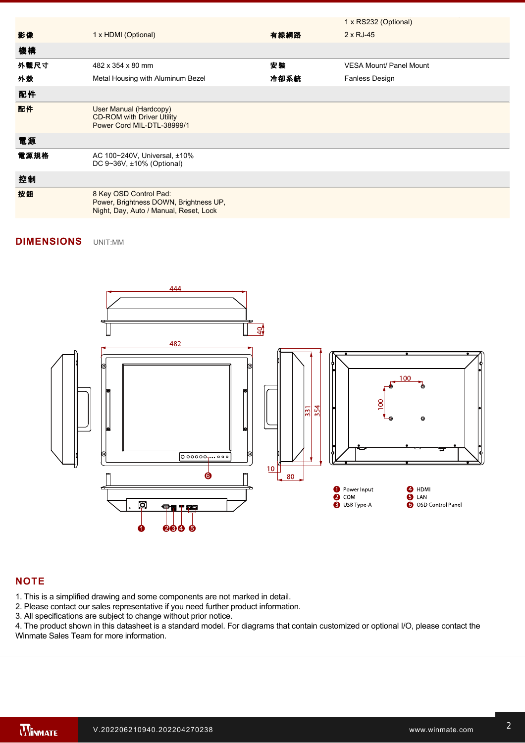| | | | |
|---|---|---|---|
| 影像 | 1 x HDMI (Optional) | 有線網路 | 1 x RS232 (Optional)<br>2 x RJ-45 |
| **機構** | | | |
| 外觀尺寸 | 482 x 354 x 80 mm | 安裝 | VESA Mount/ Panel Mount |
| 外殼 | Metal Housing with Aluminum Bezel | 冷卻系統 | Fanless Design |
| **配件** | | | |
| 配件 | User Manual (Hardcopy)<br>CD-ROM with Driver Utility<br>Power Cord MIL-DTL-38999/1 | | |
| **電源** | | | |
| 電源規格 | AC 100~240V, Universal, ±10%<br>DC 9~36V, ±10% (Optional) | | |
| **控制** | | | |
| 按鈕 | 8 Key OSD Control Pad:<br>Power, Brightness DOWN, Brightness UP,<br>Night, Day, Auto / Manual, Reset, Lock | | |

## DIMENSIONS

UNIT:MM

444
40
482
331
354
10
80
100
100

1 Power Input
2 COM
3 USB Type-A
4 HDMI
5 LAN
6 OSD Control Panel

## NOTE

1. This is a simplified drawing and some components are not marked in detail.
2. Please contact our sales representative if you need further product information.
3. All specifications are subject to change without prior notice.
4. The product shown in this datasheet is a standard model. For diagrams that contain customized or optional I/O, please contact the Winmate Sales Team for more information.